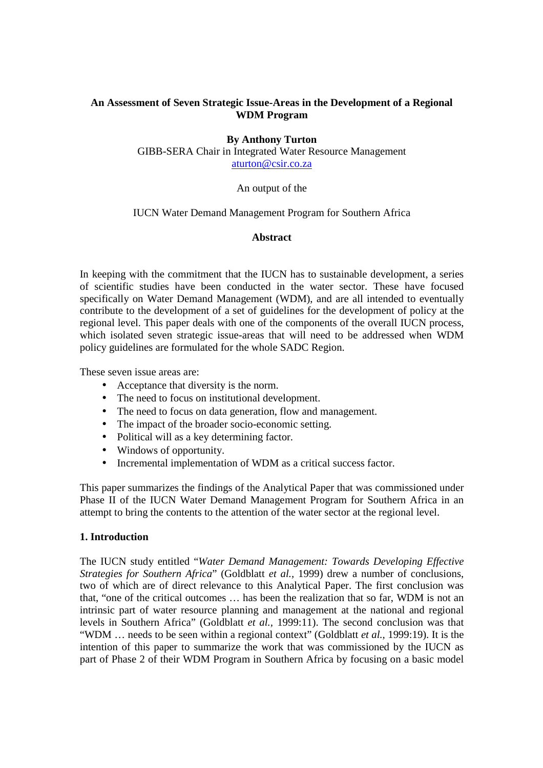# An Assessment of Seven Strategic Issue-Areas in the Development of a Regional WDM Program

**By Anthony Turton**

GIBB-SERA Chair in Integrated Water Resource Management
aturton@csir.co.za

An output of the

IUCN Water Demand Management Program for Southern Africa

## Abstract

In keeping with the commitment that the IUCN has to sustainable development, a series of scientific studies have been conducted in the water sector. These have focused specifically on Water Demand Management (WDM), and are all intended to eventually contribute to the development of a set of guidelines for the development of policy at the regional level. This paper deals with one of the components of the overall IUCN process, which isolated seven strategic issue-areas that will need to be addressed when WDM policy guidelines are formulated for the whole SADC Region.

These seven issue areas are:

- Acceptance that diversity is the norm.
- The need to focus on institutional development.
- The need to focus on data generation, flow and management.
- The impact of the broader socio-economic setting.
- Political will as a key determining factor.
- Windows of opportunity.
- Incremental implementation of WDM as a critical success factor.

This paper summarizes the findings of the Analytical Paper that was commissioned under Phase II of the IUCN Water Demand Management Program for Southern Africa in an attempt to bring the contents to the attention of the water sector at the regional level.

## 1. Introduction

The IUCN study entitled "*Water Demand Management: Towards Developing Effective Strategies for Southern Africa*" (Goldblatt *et al.,* 1999) drew a number of conclusions, two of which are of direct relevance to this Analytical Paper. The first conclusion was that, "one of the critical outcomes … has been the realization that so far, WDM is not an intrinsic part of water resource planning and management at the national and regional levels in Southern Africa" (Goldblatt *et al.,* 1999:11). The second conclusion was that "WDM … needs to be seen within a regional context" (Goldblatt *et al.,* 1999:19). It is the intention of this paper to summarize the work that was commissioned by the IUCN as part of Phase 2 of their WDM Program in Southern Africa by focusing on a basic model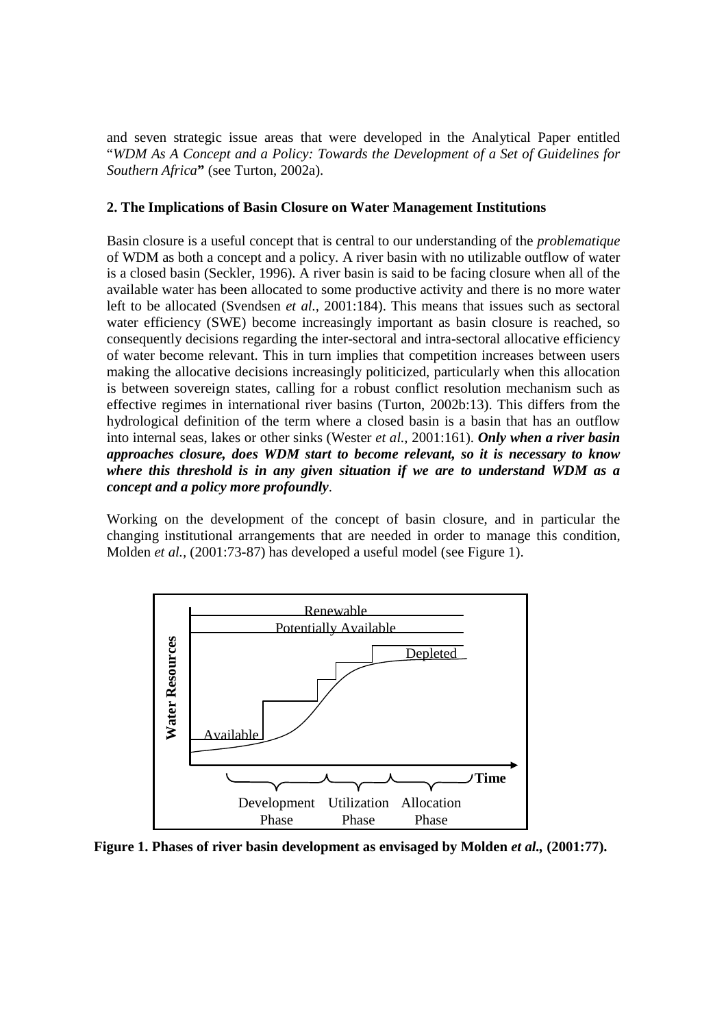and seven strategic issue areas that were developed in the Analytical Paper entitled "*WDM As A Concept and a Policy: Towards the Development of a Set of Guidelines for Southern Africa*" (see Turton, 2002a).

## 2. The Implications of Basin Closure on Water Management Institutions

Basin closure is a useful concept that is central to our understanding of the *problematique* of WDM as both a concept and a policy. A river basin with no utilizable outflow of water is a closed basin (Seckler, 1996). A river basin is said to be facing closure when all of the available water has been allocated to some productive activity and there is no more water left to be allocated (Svendsen *et al.*, 2001:184). This means that issues such as sectoral water efficiency (SWE) become increasingly important as basin closure is reached, so consequently decisions regarding the inter-sectoral and intra-sectoral allocative efficiency of water become relevant. This in turn implies that competition increases between users making the allocative decisions increasingly politicized, particularly when this allocation is between sovereign states, calling for a robust conflict resolution mechanism such as effective regimes in international river basins (Turton, 2002b:13). This differs from the hydrological definition of the term where a closed basin is a basin that has an outflow into internal seas, lakes or other sinks (Wester *et al.*, 2001:161). ***Only when a river basin approaches closure, does WDM start to become relevant, so it is necessary to know where this threshold is in any given situation if we are to understand WDM as a concept and a policy more profoundly***.

Working on the development of the concept of basin closure, and in particular the changing institutional arrangements that are needed in order to manage this condition, Molden *et al.*, (2001:73-87) has developed a useful model (see Figure 1).

Water Resources

Renewable

Potentially Available

Depleted

Available

Time

Development Phase | Utilization Phase | Allocation Phase

**Figure 1. Phases of river basin development as envisaged by Molden *et al.*, (2001:77).**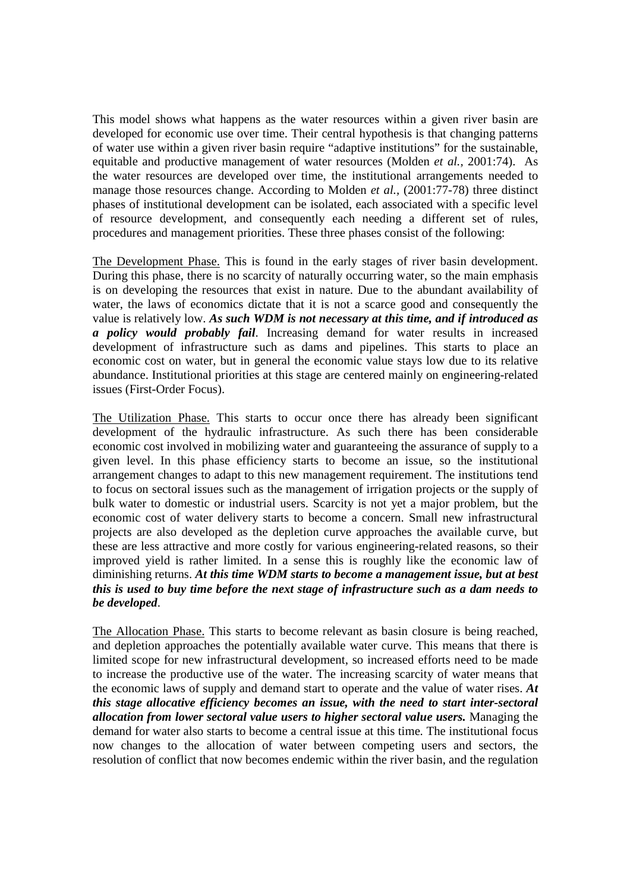This model shows what happens as the water resources within a given river basin are developed for economic use over time. Their central hypothesis is that changing patterns of water use within a given river basin require "adaptive institutions" for the sustainable, equitable and productive management of water resources (Molden *et al.,* 2001:74). As the water resources are developed over time, the institutional arrangements needed to manage those resources change. According to Molden *et al.,* (2001:77-78) three distinct phases of institutional development can be isolated, each associated with a specific level of resource development, and consequently each needing a different set of rules, procedures and management priorities. These three phases consist of the following:

<u>The Development Phase.</u> This is found in the early stages of river basin development. During this phase, there is no scarcity of naturally occurring water, so the main emphasis is on developing the resources that exist in nature. Due to the abundant availability of water, the laws of economics dictate that it is not a scarce good and consequently the value is relatively low. ***As such WDM is not necessary at this time, and if introduced as a policy would probably fail***. Increasing demand for water results in increased development of infrastructure such as dams and pipelines. This starts to place an economic cost on water, but in general the economic value stays low due to its relative abundance. Institutional priorities at this stage are centered mainly on engineering-related issues (First-Order Focus).

<u>The Utilization Phase.</u> This starts to occur once there has already been significant development of the hydraulic infrastructure. As such there has been considerable economic cost involved in mobilizing water and guaranteeing the assurance of supply to a given level. In this phase efficiency starts to become an issue, so the institutional arrangement changes to adapt to this new management requirement. The institutions tend to focus on sectoral issues such as the management of irrigation projects or the supply of bulk water to domestic or industrial users. Scarcity is not yet a major problem, but the economic cost of water delivery starts to become a concern. Small new infrastructural projects are also developed as the depletion curve approaches the available curve, but these are less attractive and more costly for various engineering-related reasons, so their improved yield is rather limited. In a sense this is roughly like the economic law of diminishing returns. ***At this time WDM starts to become a management issue, but at best this is used to buy time before the next stage of infrastructure such as a dam needs to be developed***.

<u>The Allocation Phase.</u> This starts to become relevant as basin closure is being reached, and depletion approaches the potentially available water curve. This means that there is limited scope for new infrastructural development, so increased efforts need to be made to increase the productive use of the water. The increasing scarcity of water means that the economic laws of supply and demand start to operate and the value of water rises. ***At this stage allocative efficiency becomes an issue, with the need to start inter-sectoral allocation from lower sectoral value users to higher sectoral value users.*** Managing the demand for water also starts to become a central issue at this time. The institutional focus now changes to the allocation of water between competing users and sectors, the resolution of conflict that now becomes endemic within the river basin, and the regulation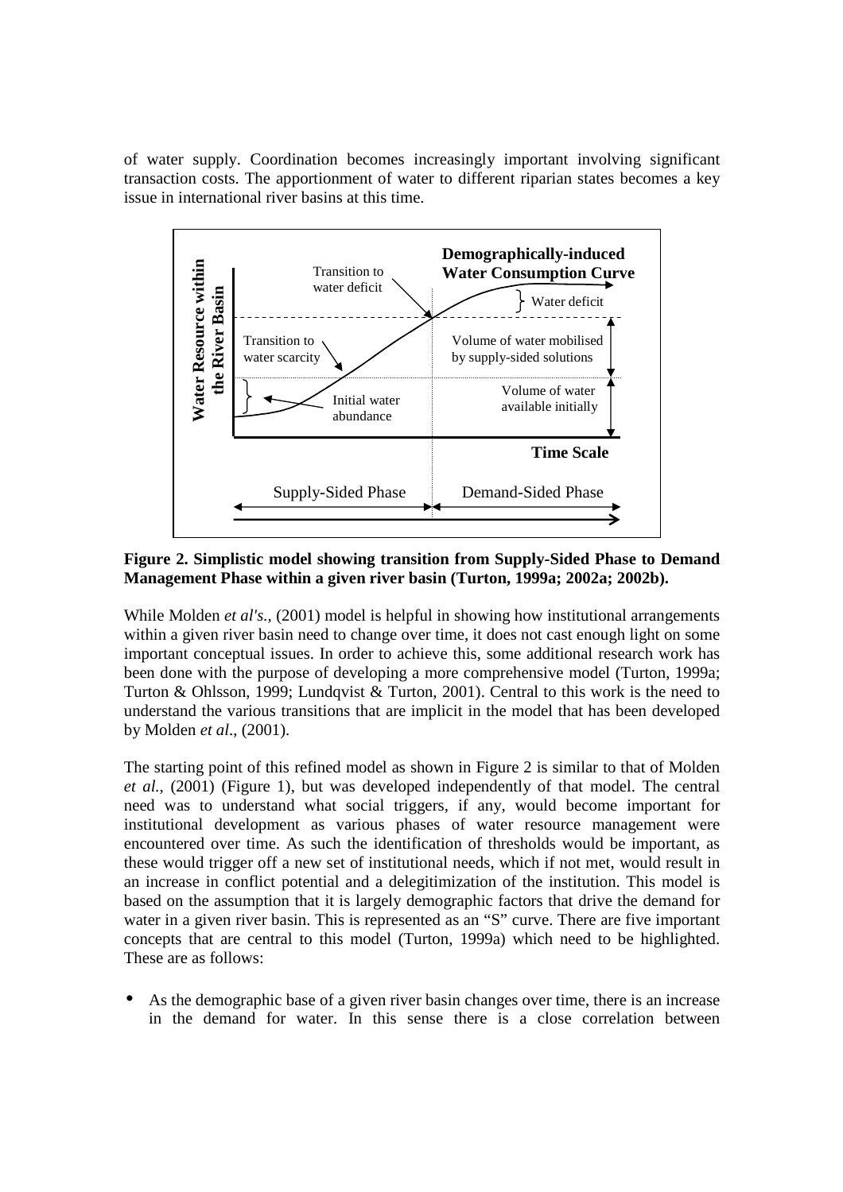of water supply. Coordination becomes increasingly important involving significant transaction costs. The apportionment of water to different riparian states becomes a key issue in international river basins at this time.

**Figure 2. Simplistic model showing transition from Supply-Sided Phase to Demand Management Phase within a given river basin (Turton, 1999a; 2002a; 2002b).**

While Molden *et al's*., (2001) model is helpful in showing how institutional arrangements within a given river basin need to change over time, it does not cast enough light on some important conceptual issues. In order to achieve this, some additional research work has been done with the purpose of developing a more comprehensive model (Turton, 1999a; Turton & Ohlsson, 1999; Lundqvist & Turton, 2001). Central to this work is the need to understand the various transitions that are implicit in the model that has been developed by Molden *et al*., (2001).

The starting point of this refined model as shown in Figure 2 is similar to that of Molden *et al.*, (2001) (Figure 1), but was developed independently of that model. The central need was to understand what social triggers, if any, would become important for institutional development as various phases of water resource management were encountered over time. As such the identification of thresholds would be important, as these would trigger off a new set of institutional needs, which if not met, would result in an increase in conflict potential and a delegitimization of the institution. This model is based on the assumption that it is largely demographic factors that drive the demand for water in a given river basin. This is represented as an "S" curve. There are five important concepts that are central to this model (Turton, 1999a) which need to be highlighted. These are as follows:

- As the demographic base of a given river basin changes over time, there is an increase in the demand for water. In this sense there is a close correlation between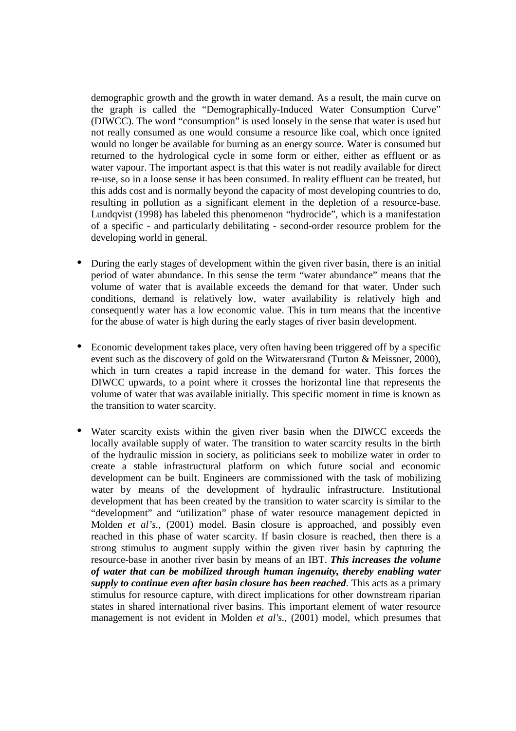demographic growth and the growth in water demand. As a result, the main curve on the graph is called the "Demographically-Induced Water Consumption Curve" (DIWCC). The word "consumption" is used loosely in the sense that water is used but not really consumed as one would consume a resource like coal, which once ignited would no longer be available for burning as an energy source. Water is consumed but returned to the hydrological cycle in some form or either, either as effluent or as water vapour. The important aspect is that this water is not readily available for direct re-use, so in a loose sense it has been consumed. In reality effluent can be treated, but this adds cost and is normally beyond the capacity of most developing countries to do, resulting in pollution as a significant element in the depletion of a resource-base. Lundqvist (1998) has labeled this phenomenon "hydrocide", which is a manifestation of a specific - and particularly debilitating - second-order resource problem for the developing world in general.

- During the early stages of development within the given river basin, there is an initial period of water abundance. In this sense the term "water abundance" means that the volume of water that is available exceeds the demand for that water. Under such conditions, demand is relatively low, water availability is relatively high and consequently water has a low economic value. This in turn means that the incentive for the abuse of water is high during the early stages of river basin development.

- Economic development takes place, very often having been triggered off by a specific event such as the discovery of gold on the Witwatersrand (Turton & Meissner, 2000), which in turn creates a rapid increase in the demand for water. This forces the DIWCC upwards, to a point where it crosses the horizontal line that represents the volume of water that was available initially. This specific moment in time is known as the transition to water scarcity.

- Water scarcity exists within the given river basin when the DIWCC exceeds the locally available supply of water. The transition to water scarcity results in the birth of the hydraulic mission in society, as politicians seek to mobilize water in order to create a stable infrastructural platform on which future social and economic development can be built. Engineers are commissioned with the task of mobilizing water by means of the development of hydraulic infrastructure. Institutional development that has been created by the transition to water scarcity is similar to the "development" and "utilization" phase of water resource management depicted in Molden *et al's.,* (2001) model. Basin closure is approached, and possibly even reached in this phase of water scarcity. If basin closure is reached, then there is a strong stimulus to augment supply within the given river basin by capturing the resource-base in another river basin by means of an IBT. ***This increases the volume of water that can be mobilized through human ingenuity, thereby enabling water supply to continue even after basin closure has been reached***. This acts as a primary stimulus for resource capture, with direct implications for other downstream riparian states in shared international river basins. This important element of water resource management is not evident in Molden *et al's.,* (2001) model, which presumes that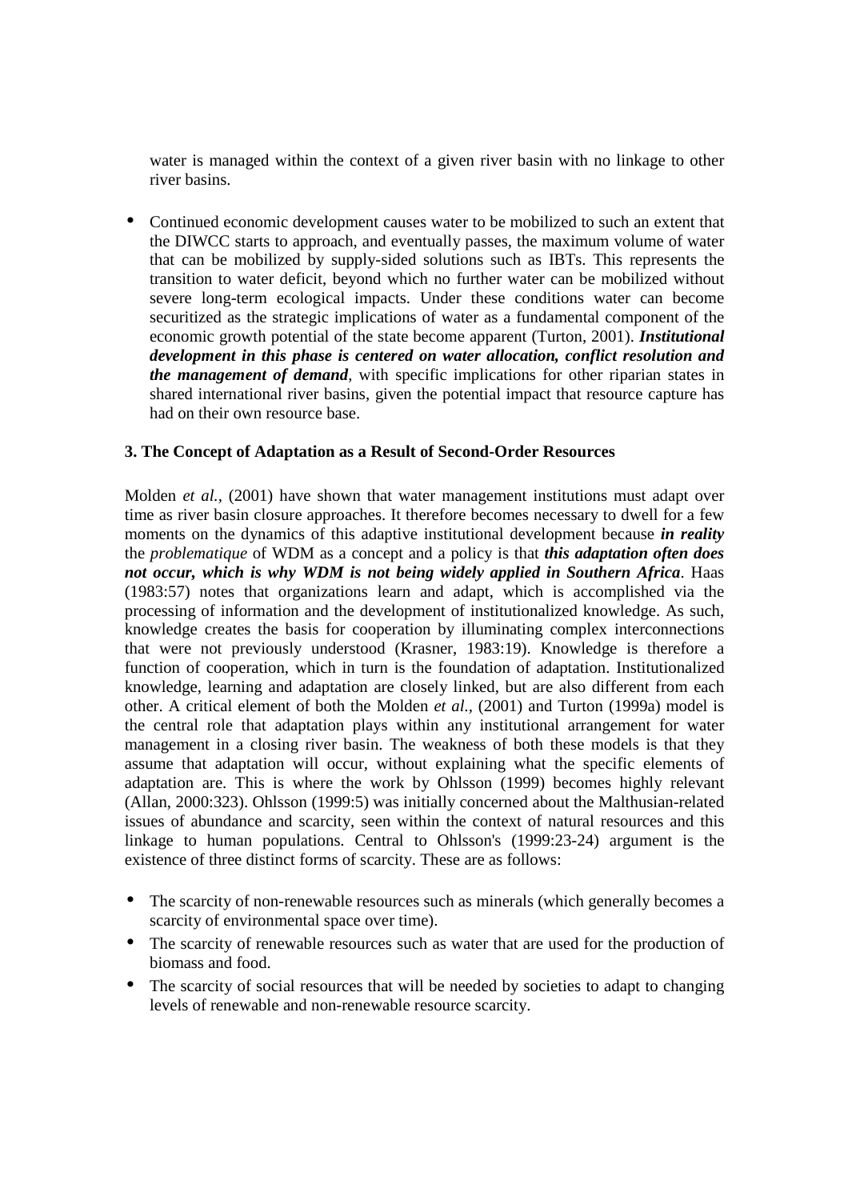water is managed within the context of a given river basin with no linkage to other river basins.

- Continued economic development causes water to be mobilized to such an extent that the DIWCC starts to approach, and eventually passes, the maximum volume of water that can be mobilized by supply-sided solutions such as IBTs. This represents the transition to water deficit, beyond which no further water can be mobilized without severe long-term ecological impacts. Under these conditions water can become securitized as the strategic implications of water as a fundamental component of the economic growth potential of the state become apparent (Turton, 2001). ***Institutional development in this phase is centered on water allocation, conflict resolution and the management of demand***, with specific implications for other riparian states in shared international river basins, given the potential impact that resource capture has had on their own resource base.

### 3. The Concept of Adaptation as a Result of Second-Order Resources

Molden *et al.,* (2001) have shown that water management institutions must adapt over time as river basin closure approaches. It therefore becomes necessary to dwell for a few moments on the dynamics of this adaptive institutional development because ***in reality*** the *problematique* of WDM as a concept and a policy is that ***this adaptation often does not occur, which is why WDM is not being widely applied in Southern Africa***. Haas (1983:57) notes that organizations learn and adapt, which is accomplished via the processing of information and the development of institutionalized knowledge. As such, knowledge creates the basis for cooperation by illuminating complex interconnections that were not previously understood (Krasner, 1983:19). Knowledge is therefore a function of cooperation, which in turn is the foundation of adaptation. Institutionalized knowledge, learning and adaptation are closely linked, but are also different from each other. A critical element of both the Molden *et al.,* (2001) and Turton (1999a) model is the central role that adaptation plays within any institutional arrangement for water management in a closing river basin. The weakness of both these models is that they assume that adaptation will occur, without explaining what the specific elements of adaptation are. This is where the work by Ohlsson (1999) becomes highly relevant (Allan, 2000:323). Ohlsson (1999:5) was initially concerned about the Malthusian-related issues of abundance and scarcity, seen within the context of natural resources and this linkage to human populations. Central to Ohlsson's (1999:23-24) argument is the existence of three distinct forms of scarcity. These are as follows:

- The scarcity of non-renewable resources such as minerals (which generally becomes a scarcity of environmental space over time).
- The scarcity of renewable resources such as water that are used for the production of biomass and food.
- The scarcity of social resources that will be needed by societies to adapt to changing levels of renewable and non-renewable resource scarcity.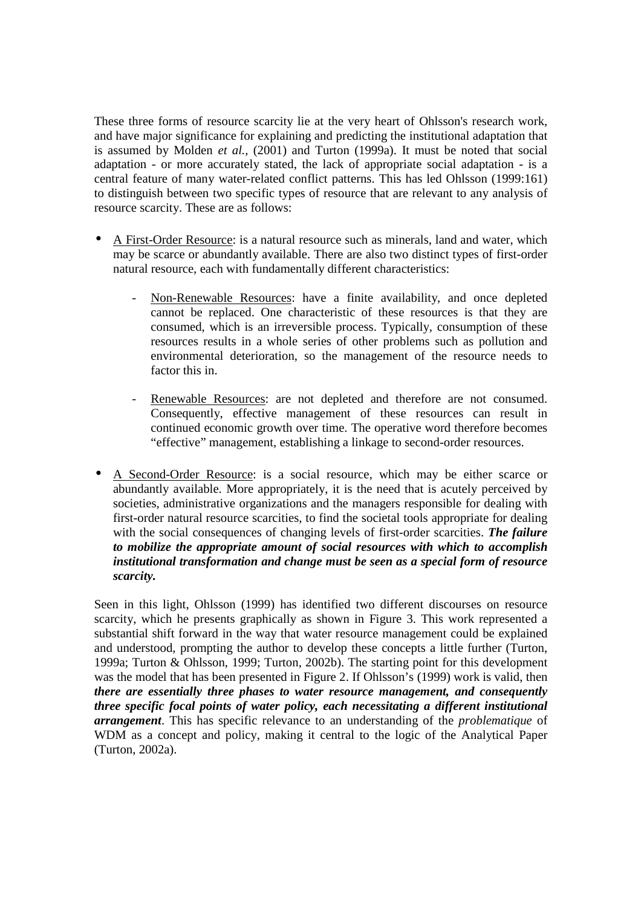These three forms of resource scarcity lie at the very heart of Ohlsson's research work, and have major significance for explaining and predicting the institutional adaptation that is assumed by Molden *et al.,* (2001) and Turton (1999a). It must be noted that social adaptation - or more accurately stated, the lack of appropriate social adaptation - is a central feature of many water-related conflict patterns. This has led Ohlsson (1999:161) to distinguish between two specific types of resource that are relevant to any analysis of resource scarcity. These are as follows:

- A First-Order Resource: is a natural resource such as minerals, land and water, which may be scarce or abundantly available. There are also two distinct types of first-order natural resource, each with fundamentally different characteristics:
  - Non-Renewable Resources: have a finite availability, and once depleted cannot be replaced. One characteristic of these resources is that they are consumed, which is an irreversible process. Typically, consumption of these resources results in a whole series of other problems such as pollution and environmental deterioration, so the management of the resource needs to factor this in.
  - Renewable Resources: are not depleted and therefore are not consumed. Consequently, effective management of these resources can result in continued economic growth over time. The operative word therefore becomes "effective" management, establishing a linkage to second-order resources.
- A Second-Order Resource: is a social resource, which may be either scarce or abundantly available. More appropriately, it is the need that is acutely perceived by societies, administrative organizations and the managers responsible for dealing with first-order natural resource scarcities, to find the societal tools appropriate for dealing with the social consequences of changing levels of first-order scarcities. ***The failure to mobilize the appropriate amount of social resources with which to accomplish institutional transformation and change must be seen as a special form of resource scarcity.***

Seen in this light, Ohlsson (1999) has identified two different discourses on resource scarcity, which he presents graphically as shown in Figure 3. This work represented a substantial shift forward in the way that water resource management could be explained and understood, prompting the author to develop these concepts a little further (Turton, 1999a; Turton & Ohlsson, 1999; Turton, 2002b). The starting point for this development was the model that has been presented in Figure 2. If Ohlsson's (1999) work is valid, then ***there are essentially three phases to water resource management, and consequently three specific focal points of water policy, each necessitating a different institutional arrangement***. This has specific relevance to an understanding of the *problematique* of WDM as a concept and policy, making it central to the logic of the Analytical Paper (Turton, 2002a).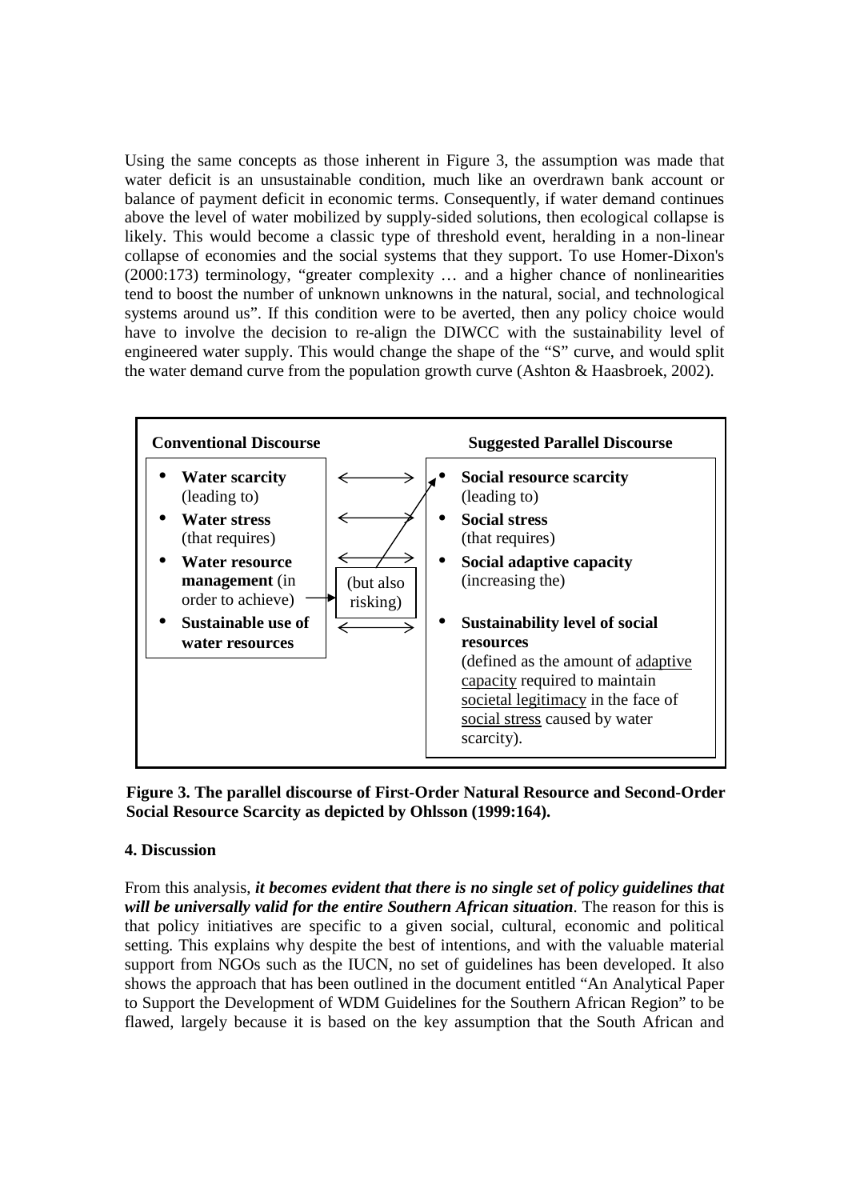Using the same concepts as those inherent in Figure 3, the assumption was made that water deficit is an unsustainable condition, much like an overdrawn bank account or balance of payment deficit in economic terms. Consequently, if water demand continues above the level of water mobilized by supply-sided solutions, then ecological collapse is likely. This would become a classic type of threshold event, heralding in a non-linear collapse of economies and the social systems that they support. To use Homer-Dixon's (2000:173) terminology, "greater complexity … and a higher chance of nonlinearities tend to boost the number of unknown unknowns in the natural, social, and technological systems around us". If this condition were to be averted, then any policy choice would have to involve the decision to re-align the DIWCC with the sustainability level of engineered water supply. This would change the shape of the "S" curve, and would split the water demand curve from the population growth curve (Ashton & Haasbroek, 2002).

| Conventional Discourse | | Suggested Parallel Discourse |
| --- | --- | --- |
| • **Water scarcity** (leading to) | ⟷ | • **Social resource scarcity** (leading to) |
| • **Water stress** (that requires) | ⟷ | • **Social stress** (that requires) |
| • **Water resource management** (in order to achieve) | ⟷ (but also risking) | • **Social adaptive capacity** (increasing the) |
| • **Sustainable use of water resources** | ⟷ | • **Sustainability level of social resources** (defined as the amount of adaptive capacity required to maintain societal legitimacy in the face of social stress caused by water scarcity). |

**Figure 3. The parallel discourse of First-Order Natural Resource and Second-Order Social Resource Scarcity as depicted by Ohlsson (1999:164).**

## 4. Discussion

From this analysis, ***it becomes evident that there is no single set of policy guidelines that will be universally valid for the entire Southern African situation***. The reason for this is that policy initiatives are specific to a given social, cultural, economic and political setting. This explains why despite the best of intentions, and with the valuable material support from NGOs such as the IUCN, no set of guidelines has been developed. It also shows the approach that has been outlined in the document entitled "An Analytical Paper to Support the Development of WDM Guidelines for the Southern African Region" to be flawed, largely because it is based on the key assumption that the South African and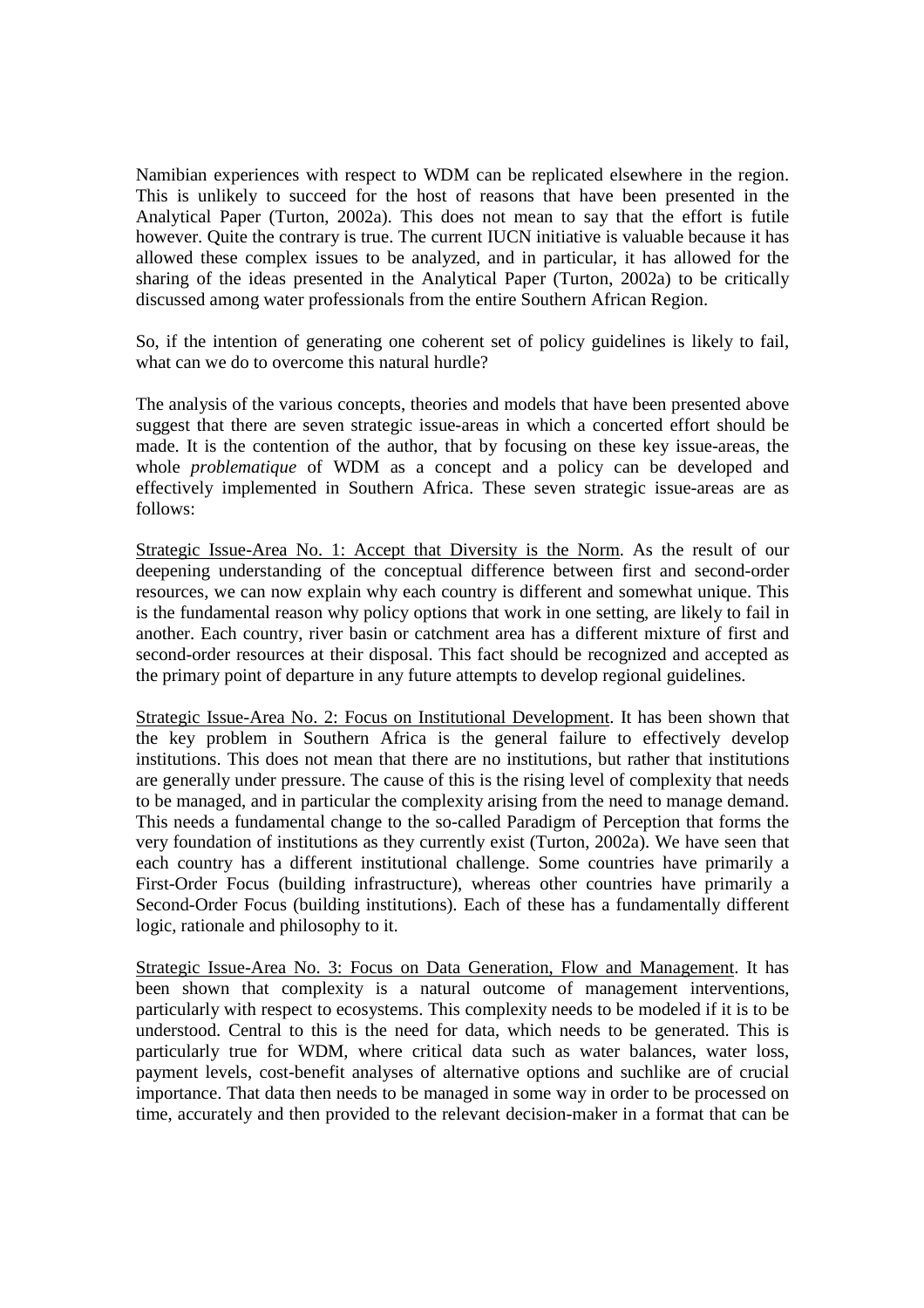Namibian experiences with respect to WDM can be replicated elsewhere in the region. This is unlikely to succeed for the host of reasons that have been presented in the Analytical Paper (Turton, 2002a). This does not mean to say that the effort is futile however. Quite the contrary is true. The current IUCN initiative is valuable because it has allowed these complex issues to be analyzed, and in particular, it has allowed for the sharing of the ideas presented in the Analytical Paper (Turton, 2002a) to be critically discussed among water professionals from the entire Southern African Region.

So, if the intention of generating one coherent set of policy guidelines is likely to fail, what can we do to overcome this natural hurdle?

The analysis of the various concepts, theories and models that have been presented above suggest that there are seven strategic issue-areas in which a concerted effort should be made. It is the contention of the author, that by focusing on these key issue-areas, the whole *problematique* of WDM as a concept and a policy can be developed and effectively implemented in Southern Africa. These seven strategic issue-areas are as follows:

Strategic Issue-Area No. 1: Accept that Diversity is the Norm. As the result of our deepening understanding of the conceptual difference between first and second-order resources, we can now explain why each country is different and somewhat unique. This is the fundamental reason why policy options that work in one setting, are likely to fail in another. Each country, river basin or catchment area has a different mixture of first and second-order resources at their disposal. This fact should be recognized and accepted as the primary point of departure in any future attempts to develop regional guidelines.

Strategic Issue-Area No. 2: Focus on Institutional Development. It has been shown that the key problem in Southern Africa is the general failure to effectively develop institutions. This does not mean that there are no institutions, but rather that institutions are generally under pressure. The cause of this is the rising level of complexity that needs to be managed, and in particular the complexity arising from the need to manage demand. This needs a fundamental change to the so-called Paradigm of Perception that forms the very foundation of institutions as they currently exist (Turton, 2002a). We have seen that each country has a different institutional challenge. Some countries have primarily a First-Order Focus (building infrastructure), whereas other countries have primarily a Second-Order Focus (building institutions). Each of these has a fundamentally different logic, rationale and philosophy to it.

Strategic Issue-Area No. 3: Focus on Data Generation, Flow and Management. It has been shown that complexity is a natural outcome of management interventions, particularly with respect to ecosystems. This complexity needs to be modeled if it is to be understood. Central to this is the need for data, which needs to be generated. This is particularly true for WDM, where critical data such as water balances, water loss, payment levels, cost-benefit analyses of alternative options and suchlike are of crucial importance. That data then needs to be managed in some way in order to be processed on time, accurately and then provided to the relevant decision-maker in a format that can be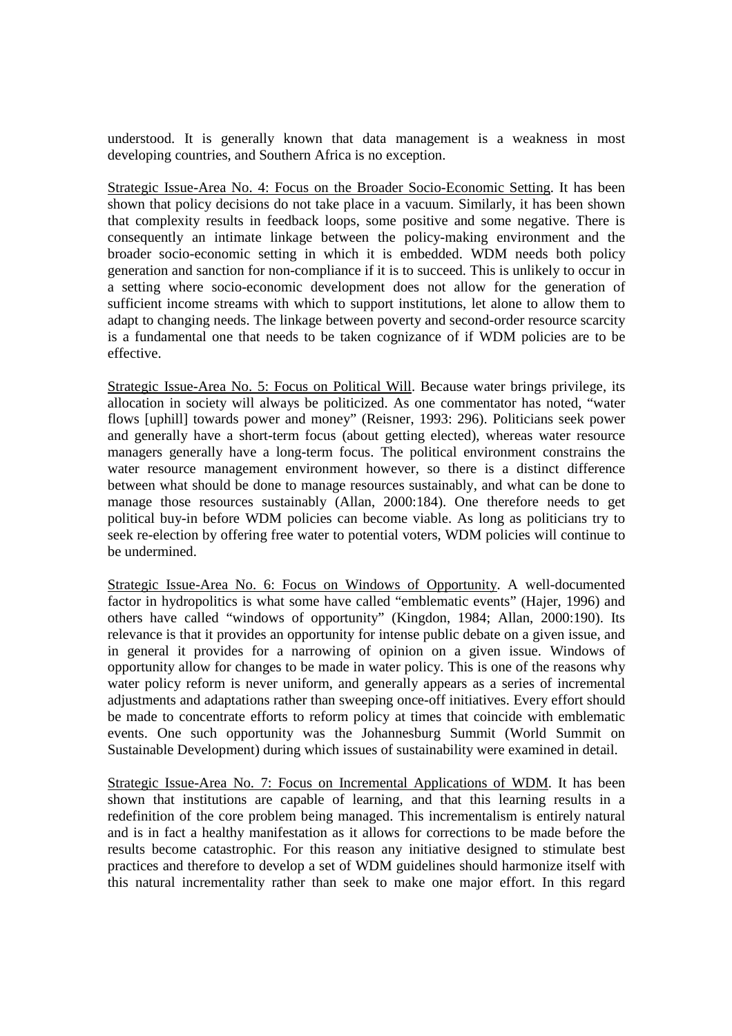understood. It is generally known that data management is a weakness in most developing countries, and Southern Africa is no exception.

Strategic Issue-Area No. 4: Focus on the Broader Socio-Economic Setting. It has been shown that policy decisions do not take place in a vacuum. Similarly, it has been shown that complexity results in feedback loops, some positive and some negative. There is consequently an intimate linkage between the policy-making environment and the broader socio-economic setting in which it is embedded. WDM needs both policy generation and sanction for non-compliance if it is to succeed. This is unlikely to occur in a setting where socio-economic development does not allow for the generation of sufficient income streams with which to support institutions, let alone to allow them to adapt to changing needs. The linkage between poverty and second-order resource scarcity is a fundamental one that needs to be taken cognizance of if WDM policies are to be effective.

Strategic Issue-Area No. 5: Focus on Political Will. Because water brings privilege, its allocation in society will always be politicized. As one commentator has noted, "water flows [uphill] towards power and money" (Reisner, 1993: 296). Politicians seek power and generally have a short-term focus (about getting elected), whereas water resource managers generally have a long-term focus. The political environment constrains the water resource management environment however, so there is a distinct difference between what should be done to manage resources sustainably, and what can be done to manage those resources sustainably (Allan, 2000:184). One therefore needs to get political buy-in before WDM policies can become viable. As long as politicians try to seek re-election by offering free water to potential voters, WDM policies will continue to be undermined.

Strategic Issue-Area No. 6: Focus on Windows of Opportunity. A well-documented factor in hydropolitics is what some have called "emblematic events" (Hajer, 1996) and others have called "windows of opportunity" (Kingdon, 1984; Allan, 2000:190). Its relevance is that it provides an opportunity for intense public debate on a given issue, and in general it provides for a narrowing of opinion on a given issue. Windows of opportunity allow for changes to be made in water policy. This is one of the reasons why water policy reform is never uniform, and generally appears as a series of incremental adjustments and adaptations rather than sweeping once-off initiatives. Every effort should be made to concentrate efforts to reform policy at times that coincide with emblematic events. One such opportunity was the Johannesburg Summit (World Summit on Sustainable Development) during which issues of sustainability were examined in detail.

Strategic Issue-Area No. 7: Focus on Incremental Applications of WDM. It has been shown that institutions are capable of learning, and that this learning results in a redefinition of the core problem being managed. This incrementalism is entirely natural and is in fact a healthy manifestation as it allows for corrections to be made before the results become catastrophic. For this reason any initiative designed to stimulate best practices and therefore to develop a set of WDM guidelines should harmonize itself with this natural incrementality rather than seek to make one major effort. In this regard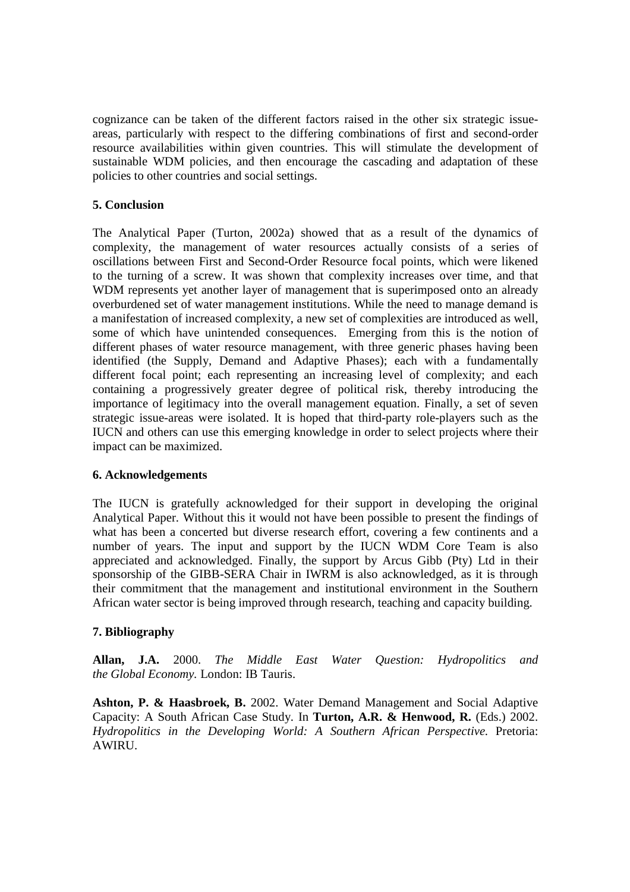cognizance can be taken of the different factors raised in the other six strategic issue-areas, particularly with respect to the differing combinations of first and second-order resource availabilities within given countries. This will stimulate the development of sustainable WDM policies, and then encourage the cascading and adaptation of these policies to other countries and social settings.

## 5. Conclusion

The Analytical Paper (Turton, 2002a) showed that as a result of the dynamics of complexity, the management of water resources actually consists of a series of oscillations between First and Second-Order Resource focal points, which were likened to the turning of a screw. It was shown that complexity increases over time, and that WDM represents yet another layer of management that is superimposed onto an already overburdened set of water management institutions. While the need to manage demand is a manifestation of increased complexity, a new set of complexities are introduced as well, some of which have unintended consequences. Emerging from this is the notion of different phases of water resource management, with three generic phases having been identified (the Supply, Demand and Adaptive Phases); each with a fundamentally different focal point; each representing an increasing level of complexity; and each containing a progressively greater degree of political risk, thereby introducing the importance of legitimacy into the overall management equation. Finally, a set of seven strategic issue-areas were isolated. It is hoped that third-party role-players such as the IUCN and others can use this emerging knowledge in order to select projects where their impact can be maximized.

## 6. Acknowledgements

The IUCN is gratefully acknowledged for their support in developing the original Analytical Paper. Without this it would not have been possible to present the findings of what has been a concerted but diverse research effort, covering a few continents and a number of years. The input and support by the IUCN WDM Core Team is also appreciated and acknowledged. Finally, the support by Arcus Gibb (Pty) Ltd in their sponsorship of the GIBB-SERA Chair in IWRM is also acknowledged, as it is through their commitment that the management and institutional environment in the Southern African water sector is being improved through research, teaching and capacity building.

## 7. Bibliography

**Allan, J.A.** 2000. *The Middle East Water Question: Hydropolitics and the Global Economy.* London: IB Tauris.

**Ashton, P. & Haasbroek, B.** 2002. Water Demand Management and Social Adaptive Capacity: A South African Case Study. In **Turton, A.R. & Henwood, R.** (Eds.) 2002. *Hydropolitics in the Developing World: A Southern African Perspective.* Pretoria: AWIRU.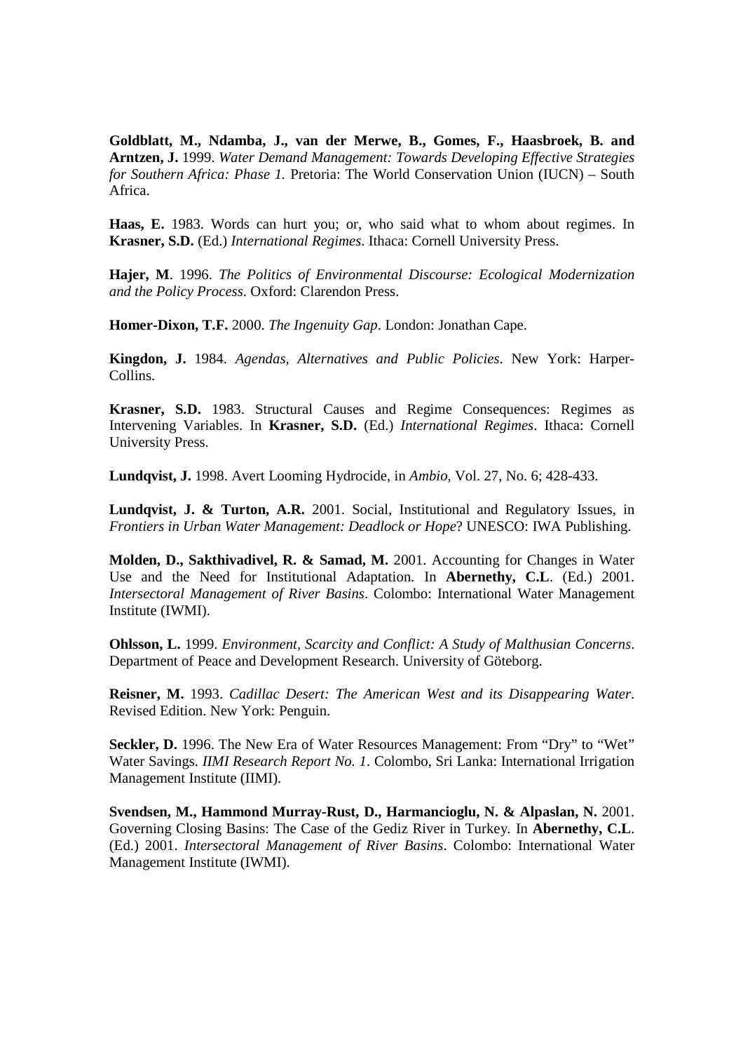**Goldblatt, M., Ndamba, J., van der Merwe, B., Gomes, F., Haasbroek, B. and Arntzen, J.** 1999. *Water Demand Management: Towards Developing Effective Strategies for Southern Africa: Phase 1.* Pretoria: The World Conservation Union (IUCN) – South Africa.

**Haas, E.** 1983. Words can hurt you; or, who said what to whom about regimes. In **Krasner, S.D.** (Ed.) *International Regimes*. Ithaca: Cornell University Press.

**Hajer, M**. 1996. *The Politics of Environmental Discourse: Ecological Modernization and the Policy Process*. Oxford: Clarendon Press.

**Homer-Dixon, T.F.** 2000. *The Ingenuity Gap*. London: Jonathan Cape.

**Kingdon, J.** 1984. *Agendas, Alternatives and Public Policies*. New York: Harper-Collins.

**Krasner, S.D.** 1983. Structural Causes and Regime Consequences: Regimes as Intervening Variables. In **Krasner, S.D.** (Ed.) *International Regimes*. Ithaca: Cornell University Press.

**Lundqvist, J.** 1998. Avert Looming Hydrocide, in *Ambio*, Vol. 27, No. 6; 428-433.

**Lundqvist, J. & Turton, A.R.** 2001. Social, Institutional and Regulatory Issues, in *Frontiers in Urban Water Management: Deadlock or Hope*? UNESCO: IWA Publishing.

**Molden, D., Sakthivadivel, R. & Samad, M.** 2001. Accounting for Changes in Water Use and the Need for Institutional Adaptation. In **Abernethy, C.L**. (Ed.) 2001. *Intersectoral Management of River Basins*. Colombo: International Water Management Institute (IWMI).

**Ohlsson, L.** 1999. *Environment, Scarcity and Conflict: A Study of Malthusian Concerns*. Department of Peace and Development Research. University of Göteborg.

**Reisner, M.** 1993. *Cadillac Desert: The American West and its Disappearing Water*. Revised Edition. New York: Penguin.

**Seckler, D.** 1996. The New Era of Water Resources Management: From "Dry" to "Wet" Water Savings. *IIMI Research Report No. 1*. Colombo, Sri Lanka: International Irrigation Management Institute (IIMI).

**Svendsen, M., Hammond Murray-Rust, D., Harmancioglu, N. & Alpaslan, N.** 2001. Governing Closing Basins: The Case of the Gediz River in Turkey. In **Abernethy, C.L**. (Ed.) 2001. *Intersectoral Management of River Basins*. Colombo: International Water Management Institute (IWMI).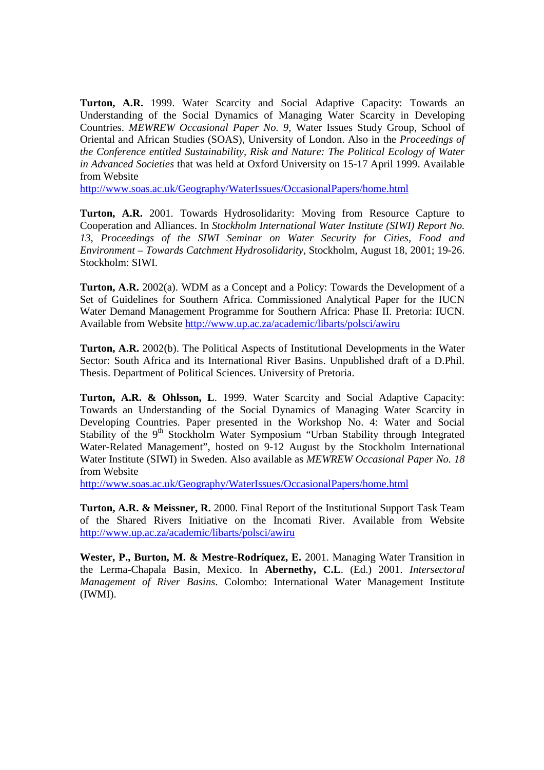**Turton, A.R.** 1999. Water Scarcity and Social Adaptive Capacity: Towards an Understanding of the Social Dynamics of Managing Water Scarcity in Developing Countries. *MEWREW Occasional Paper No. 9*, Water Issues Study Group, School of Oriental and African Studies (SOAS), University of London. Also in the *Proceedings of the Conference entitled Sustainability, Risk and Nature: The Political Ecology of Water in Advanced Societies* that was held at Oxford University on 15-17 April 1999. Available from Website
http://www.soas.ac.uk/Geography/WaterIssues/OccasionalPapers/home.html

**Turton, A.R.** 2001. Towards Hydrosolidarity: Moving from Resource Capture to Cooperation and Alliances. In *Stockholm International Water Institute (SIWI) Report No. 13, Proceedings of the SIWI Seminar on Water Security for Cities, Food and Environment – Towards Catchment Hydrosolidarity*, Stockholm, August 18, 2001; 19-26. Stockholm: SIWI.

**Turton, A.R.** 2002(a). WDM as a Concept and a Policy: Towards the Development of a Set of Guidelines for Southern Africa. Commissioned Analytical Paper for the IUCN Water Demand Management Programme for Southern Africa: Phase II. Pretoria: IUCN. Available from Website http://www.up.ac.za/academic/libarts/polsci/awiru

**Turton, A.R.** 2002(b). The Political Aspects of Institutional Developments in the Water Sector: South Africa and its International River Basins. Unpublished draft of a D.Phil. Thesis. Department of Political Sciences. University of Pretoria.

**Turton, A.R. & Ohlsson, L**. 1999. Water Scarcity and Social Adaptive Capacity: Towards an Understanding of the Social Dynamics of Managing Water Scarcity in Developing Countries. Paper presented in the Workshop No. 4: Water and Social Stability of the 9th Stockholm Water Symposium "Urban Stability through Integrated Water-Related Management", hosted on 9-12 August by the Stockholm International Water Institute (SIWI) in Sweden. Also available as *MEWREW Occasional Paper No. 18* from Website
http://www.soas.ac.uk/Geography/WaterIssues/OccasionalPapers/home.html

**Turton, A.R. & Meissner, R.** 2000. Final Report of the Institutional Support Task Team of the Shared Rivers Initiative on the Incomati River. Available from Website http://www.up.ac.za/academic/libarts/polsci/awiru

**Wester, P., Burton, M. & Mestre-Rodríquez, E.** 2001. Managing Water Transition in the Lerma-Chapala Basin, Mexico. In **Abernethy, C.L**. (Ed.) 2001. *Intersectoral Management of River Basins*. Colombo: International Water Management Institute (IWMI).